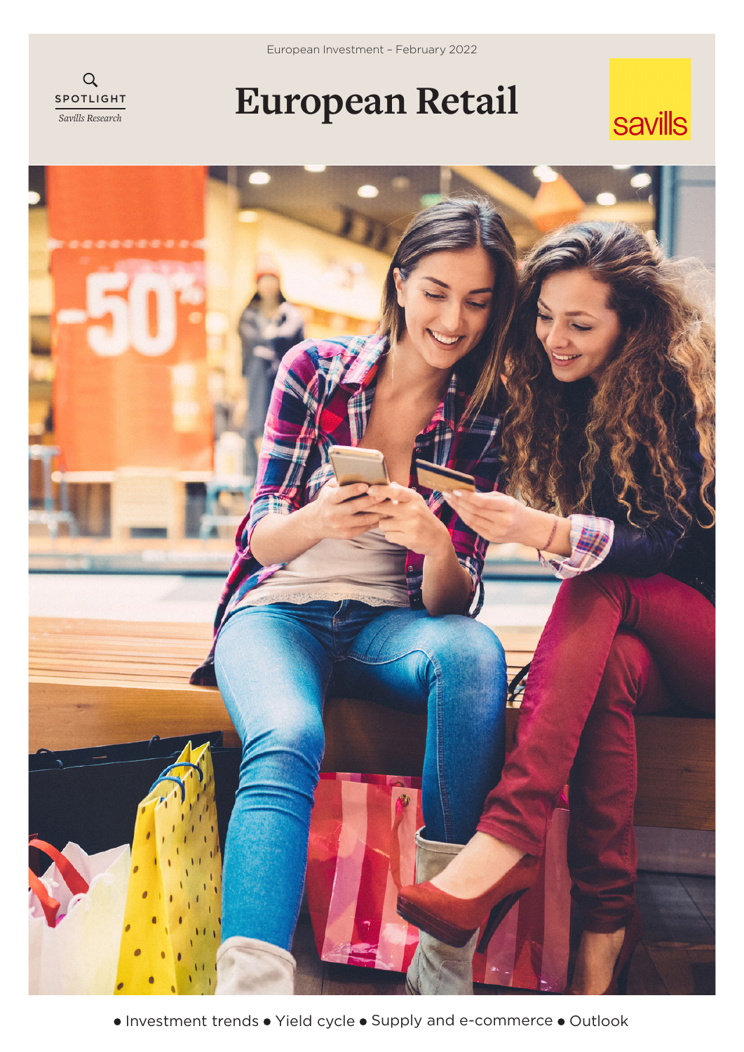European Investment – February 2022

SPOTLIGHT

*Savills Research*

# European Retail

savills

• Investment trends • Yield cycle • Supply and e-commerce • Outlook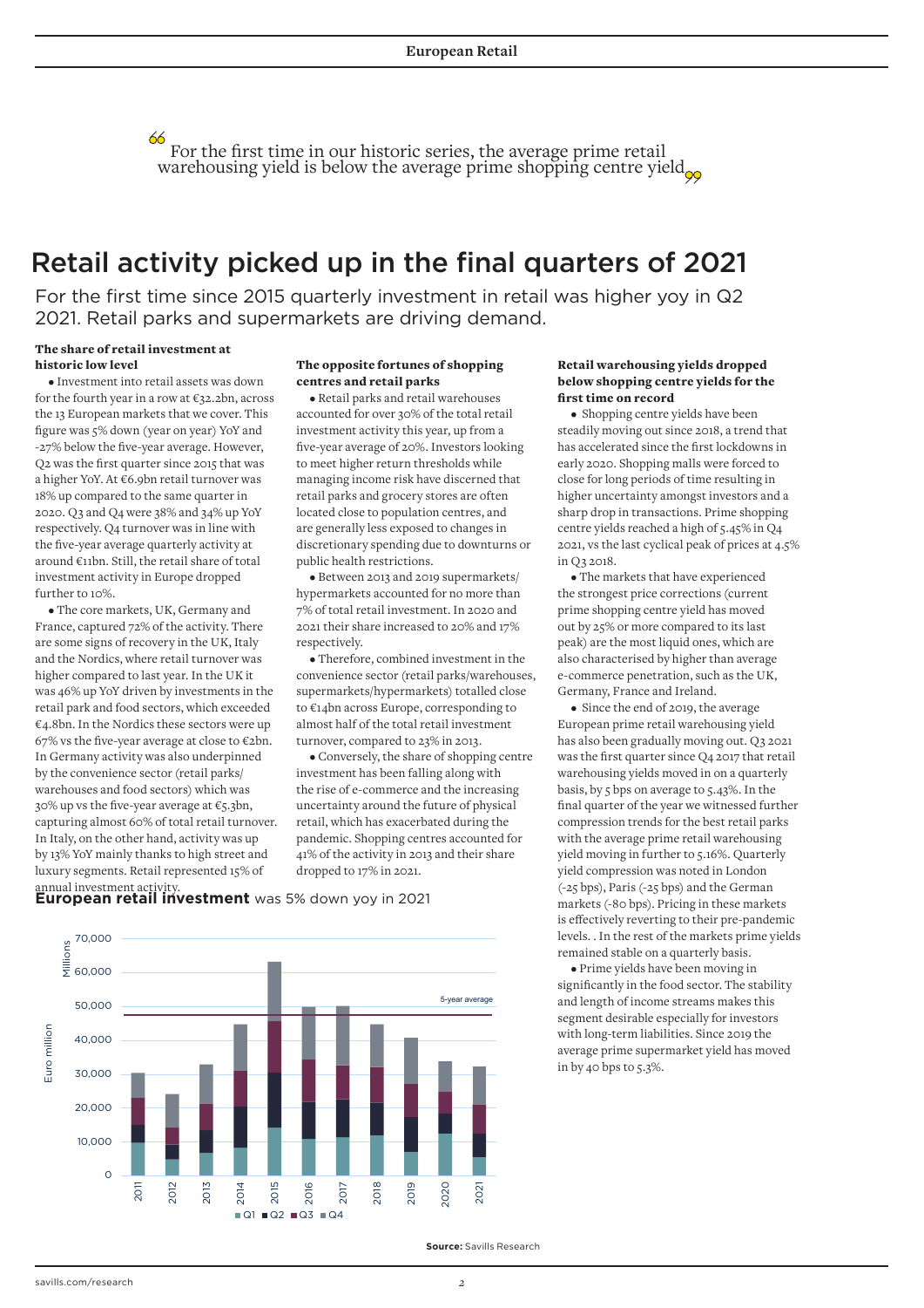> For the first time in our historic series, the average prime retail warehousing yield is below the average prime shopping centre yield

# Retail activity picked up in the final quarters of 2021

For the first time since 2015 quarterly investment in retail was higher yoy in Q2 2021. Retail parks and supermarkets are driving demand.

**The share of retail investment at historic low level**

- Investment into retail assets was down for the fourth year in a row at €32.2bn, across the 13 European markets that we cover. This figure was 5% down (year on year) YoY and -27% below the five-year average. However, Q2 was the first quarter since 2015 that was a higher YoY. At €6.9bn retail turnover was 18% up compared to the same quarter in 2020. Q3 and Q4 were 38% and 34% up YoY respectively. Q4 turnover was in line with the five-year average quarterly activity at around €11bn. Still, the retail share of total investment activity in Europe dropped further to 10%.
- The core markets, UK, Germany and France, captured 72% of the activity. There are some signs of recovery in the UK, Italy and the Nordics, where retail turnover was higher compared to last year. In the UK it was 46% up YoY driven by investments in the retail park and food sectors, which exceeded €4.8bn. In the Nordics these sectors were up 67% vs the five-year average at close to €2bn. In Germany activity was also underpinned by the convenience sector (retail parks/warehouses and food sectors) which was 30% up vs the five-year average at €5.3bn, capturing almost 60% of total retail turnover. In Italy, on the other hand, activity was up by 13% YoY mainly thanks to high street and luxury segments. Retail represented 15% of annual investment activity.

**The opposite fortunes of shopping centres and retail parks**

- Retail parks and retail warehouses accounted for over 30% of the total retail investment activity this year, up from a five-year average of 20%. Investors looking to meet higher return thresholds while managing income risk have discerned that retail parks and grocery stores are often located close to population centres, and are generally less exposed to changes in discretionary spending due to downturns or public health restrictions.
- Between 2013 and 2019 supermarkets/hypermarkets accounted for no more than 7% of total retail investment. In 2020 and 2021 their share increased to 20% and 17% respectively.
- Therefore, combined investment in the convenience sector (retail parks/warehouses, supermarkets/hypermarkets) totalled close to €14bn across Europe, corresponding to almost half of the total retail investment turnover, compared to 23% in 2013.
- Conversely, the share of shopping centre investment has been falling along with the rise of e-commerce and the increasing uncertainty around the future of physical retail, which has exacerbated during the pandemic. Shopping centres accounted for 41% of the activity in 2013 and their share dropped to 17% in 2021.

**Retail warehousing yields dropped below shopping centre yields for the first time on record**

- Shopping centre yields have been steadily moving out since 2018, a trend that has accelerated since the first lockdowns in early 2020. Shopping malls were forced to close for long periods of time resulting in higher uncertainty amongst investors and a sharp drop in transactions. Prime shopping centre yields reached a high of 5.45% in Q4 2021, vs the last cyclical peak of prices at 4.5% in Q3 2018.
- The markets that have experienced the strongest price corrections (current prime shopping centre yield has moved out by 25% or more compared to its last peak) are the most liquid ones, which are also characterised by higher than average e-commerce penetration, such as the UK, Germany, France and Ireland.
- Since the end of 2019, the average European prime retail warehousing yield has also been gradually moving out. Q3 2021 was the first quarter since Q4 2017 that retail warehousing yields moved in on a quarterly basis, by 5 bps on average to 5.43%. In the final quarter of the year we witnessed further compression trends for the best retail parks with the average prime retail warehousing yield moving in further to 5.16%. Quarterly yield compression was noted in London (-25 bps), Paris (-25 bps) and the German markets (-80 bps). Pricing in these markets is effectively reverting to their pre-pandemic levels. . In the rest of the markets prime yields remained stable on a quarterly basis.
- Prime yields have been moving in significantly in the food sector. The stability and length of income streams makes this segment desirable especially for investors with long-term liabilities. Since 2019 the average prime supermarket yield has moved in by 40 bps to 5.3%.

**European retail investment** was 5% down yoy in 2021

Source: Savills Research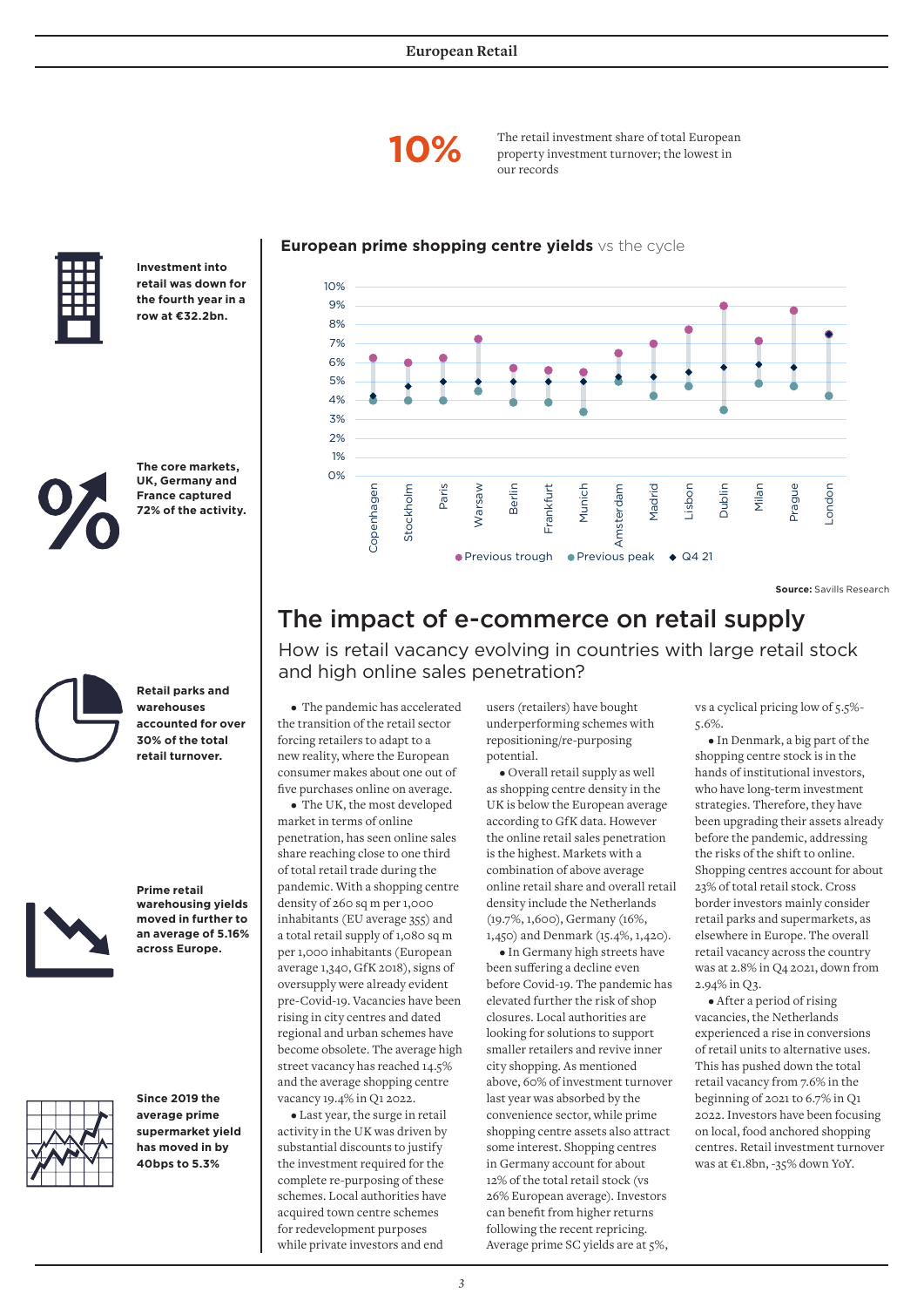**10%** The retail investment share of total European property investment turnover; the lowest in our records

**Investment into retail was down for the fourth year in a row at €32.2bn.**

**The core markets, UK, Germany and France captured 72% of the activity.**

**Retail parks and warehouses accounted for over 30% of the total retail turnover.**

**Prime retail warehousing yields moved in further to an average of 5.16% across Europe.**

**Since 2019 the average prime supermarket yield has moved in by 40bps to 5.3%**

**European prime shopping centre yields** vs the cycle

| City | Previous trough | Previous peak | Q4 21 |
|---|---|---|---|
| Copenhagen | ~6.2% | ~4.0% | ~4.2% |
| Stockholm | ~6.0% | ~4.0% | ~4.7% |
| Paris | ~6.2% | ~4.0% | ~5.0% |
| Warsaw | ~7.2% | ~4.5% | ~5.0% |
| Berlin | ~5.7% | ~3.9% | ~5.0% |
| Frankfurt | ~5.6% | ~3.9% | ~5.0% |
| Munich | ~5.5% | ~3.4% | ~5.0% |
| Amsterdam | ~6.5% | ~5.0% | ~5.2% |
| Madrid | ~7.0% | ~4.2% | ~5.2% |
| Lisbon | ~7.7% | ~4.8% | ~5.5% |
| Dublin | ~9.0% | ~3.5% | ~5.7% |
| Milan | ~7.1% | ~4.9% | ~5.9% |
| Prague | ~8.8% | ~4.7% | ~5.7% |
| London | ~7.5% | ~4.2% | ~7.5% |

**Source:** Savills Research

# The impact of e-commerce on retail supply

## How is retail vacancy evolving in countries with large retail stock and high online sales penetration?

- The pandemic has accelerated the transition of the retail sector forcing retailers to adapt to a new reality, where the European consumer makes about one out of five purchases online on average.
- The UK, the most developed market in terms of online penetration, has seen online sales share reaching close to one third of total retail trade during the pandemic. With a shopping centre density of 260 sq m per 1,000 inhabitants (EU average 355) and a total retail supply of 1,080 sq m per 1,000 inhabitants (European average 1,340, GfK 2018), signs of oversupply were already evident pre-Covid-19. Vacancies have been rising in city centres and dated regional and urban schemes have become obsolete. The average high street vacancy has reached 14.5% and the average shopping centre vacancy 19.4% in Q1 2022.
- Last year, the surge in retail activity in the UK was driven by substantial discounts to justify the investment required for the complete re-purposing of these schemes. Local authorities have acquired town centre schemes for redevelopment purposes while private investors and end users (retailers) have bought underperforming schemes with repositioning/re-purposing potential.
- Overall retail supply as well as shopping centre density in the UK is below the European average according to GfK data. However the online retail sales penetration is the highest. Markets with a combination of above average online retail share and overall retail density include the Netherlands (19.7%, 1,600), Germany (16%, 1,450) and Denmark (15.4%, 1,420).
- In Germany high streets have been suffering a decline even before Covid-19. The pandemic has elevated further the risk of shop closures. Local authorities are looking for solutions to support smaller retailers and revive inner city shopping. As mentioned above, 60% of investment turnover last year was absorbed by the convenience sector, while prime shopping centre assets also attract some interest. Shopping centres in Germany account for about 12% of the total retail stock (vs 26% European average). Investors can benefit from higher returns following the recent repricing. Average prime SC yields are at 5%, vs a cyclical pricing low of 5.5%-5.6%.
- In Denmark, a big part of the shopping centre stock is in the hands of institutional investors, who have long-term investment strategies. Therefore, they have been upgrading their assets already before the pandemic, addressing the risks of the shift to online. Shopping centres account for about 23% of total retail stock. Cross border investors mainly consider retail parks and supermarkets, as elsewhere in Europe. The overall retail vacancy across the country was at 2.8% in Q4 2021, down from 2.94% in Q3.
- After a period of rising vacancies, the Netherlands experienced a rise in conversions of retail units to alternative uses. This has pushed down the total retail vacancy from 7.6% in the beginning of 2021 to 6.7% in Q1 2022. Investors have been focusing on local, food anchored shopping centres. Retail investment turnover was at €1.8bn, -35% down YoY.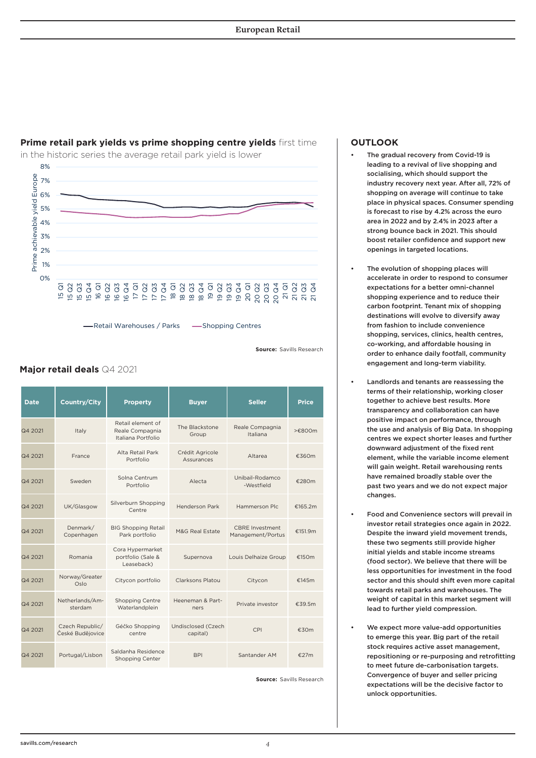**Prime retail park yields vs prime shopping centre yields** first time in the historic series the average retail park yield is lower

Prime achievable yield Europe

8%
7%
6%
5%
4%
3%
2%
1%
0%

15 Q1, 15 Q2, 15 Q3, 15 Q4, 16 Q1, 16 Q2, 16 Q3, 16 Q4, 17 Q1, 17 Q2, 17 Q3, 17 Q4, 18 Q1, 18 Q2, 18 Q3, 18 Q4, 19 Q1, 19 Q2, 19 Q3, 19 Q4, 20 Q1, 20 Q2, 20 Q3, 20 Q4, 21 Q1, 21 Q2, 21 Q3, 21 Q4

—Retail Warehouses / Parks —Shopping Centres

**Source:** Savills Research

**Major retail deals** Q4 2021

| Date | Country/City | Property | Buyer | Seller | Price |
|---|---|---|---|---|---|
| Q4 2021 | Italy | Retail element of Reale Compagnia Italiana Portfolio | The Blackstone Group | Reale Compagnia Italiana | >€800m |
| Q4 2021 | France | Alta Retail Park Portfolio | Crédit Agricole Assurances | Altarea | €360m |
| Q4 2021 | Sweden | Solna Centrum Portfolio | Alecta | Unibail-Rodamco -Westfield | €280m |
| Q4 2021 | UK/Glasgow | Silverburn Shopping Centre | Henderson Park | Hammerson Plc | €165.2m |
| Q4 2021 | Denmark/ Copenhagen | BIG Shopping Retail Park portfolio | M&G Real Estate | CBRE Investment Management/Portus | €151.9m |
| Q4 2021 | Romania | Cora Hypermarket portfolio (Sale & Leaseback) | Supernova | Louis Delhaize Group | €150m |
| Q4 2021 | Norway/Greater Oslo | Citycon portfolio | Clarksons Platou | Citycon | €145m |
| Q4 2021 | Netherlands/Amsterdam | Shopping Centre Waterlandplein | Heeneman & Partners | Private investor | €39.5m |
| Q4 2021 | Czech Republic/ České Budějovice | Géčko Shopping centre | Undisclosed (Czech capital) | CPI | €30m |
| Q4 2021 | Portugal/Lisbon | Saldanha Residence Shopping Center | BPI | Santander AM | €27m |

**Source:** Savills Research

## OUTLOOK

- The gradual recovery from Covid-19 is leading to a revival of live shopping and socialising, which should support the industry recovery next year. After all, 72% of shopping on average will continue to take place in physical spaces. Consumer spending is forecast to rise by 4.2% across the euro area in 2022 and by 2.4% in 2023 after a strong bounce back in 2021. This should boost retailer confidence and support new openings in targeted locations.

- The evolution of shopping places will accelerate in order to respond to consumer expectations for a better omni-channel shopping experience and to reduce their carbon footprint. Tenant mix of shopping destinations will evolve to diversify away from fashion to include convenience shopping, services, clinics, health centres, co-working, and affordable housing in order to enhance daily footfall, community engagement and long-term viability.

- Landlords and tenants are reassessing the terms of their relationship, working closer together to achieve best results. More transparency and collaboration can have positive impact on performance, through the use and analysis of Big Data. In shopping centres we expect shorter leases and further downward adjustment of the fixed rent element, while the variable income element will gain weight. Retail warehousing rents have remained broadly stable over the past two years and we do not expect major changes.

- Food and Convenience sectors will prevail in investor retail strategies once again in 2022. Despite the inward yield movement trends, these two segments still provide higher initial yields and stable income streams (food sector). We believe that there will be less opportunities for investment in the food sector and this should shift even more capital towards retail parks and warehouses. The weight of capital in this market segment will lead to further yield compression.

- We expect more value-add opportunities to emerge this year. Big part of the retail stock requires active asset management, repositioning or re-purposing and retrofitting to meet future de-carbonisation targets. Convergence of buyer and seller pricing expectations will be the decisive factor to unlock opportunities.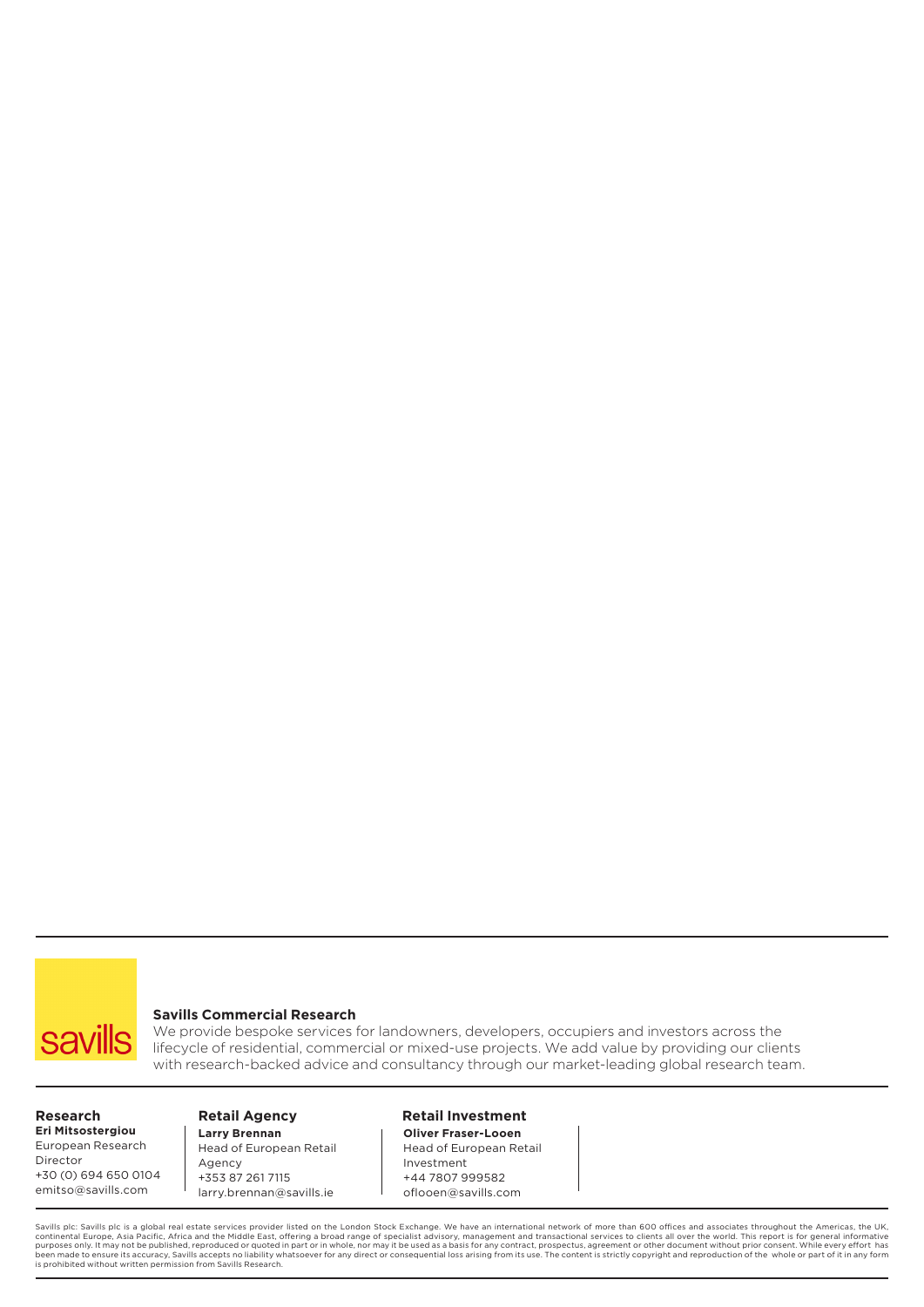savills

**Savills Commercial Research**

We provide bespoke services for landowners, developers, occupiers and investors across the lifecycle of residential, commercial or mixed-use projects. We add value by providing our clients with research-backed advice and consultancy through our market-leading global research team.

**Research**
**Eri Mitsostergiou**
European Research Director
+30 (0) 694 650 0104
emitso@savills.com

**Retail Agency**
**Larry Brennan**
Head of European Retail Agency
+353 87 261 7115
larry.brennan@savills.ie

**Retail Investment**
**Oliver Fraser-Looen**
Head of European Retail Investment
+44 7807 999582
oflooen@savills.com

Savills plc: Savills plc is a global real estate services provider listed on the London Stock Exchange. We have an international network of more than 600 offices and associates throughout the Americas, the UK, continental Europe, Asia Pacific, Africa and the Middle East, offering a broad range of specialist advisory, management and transactional services to clients all over the world. This report is for general informative purposes only. It may not be published, reproduced or quoted in part or in whole, nor may it be used as a basis for any contract, prospectus, agreement or other document without prior consent. While every effort has been made to ensure its accuracy, Savills accepts no liability whatsoever for any direct or consequential loss arising from its use. The content is strictly copyright and reproduction of the whole or part of it in any form is prohibited without written permission from Savills Research.